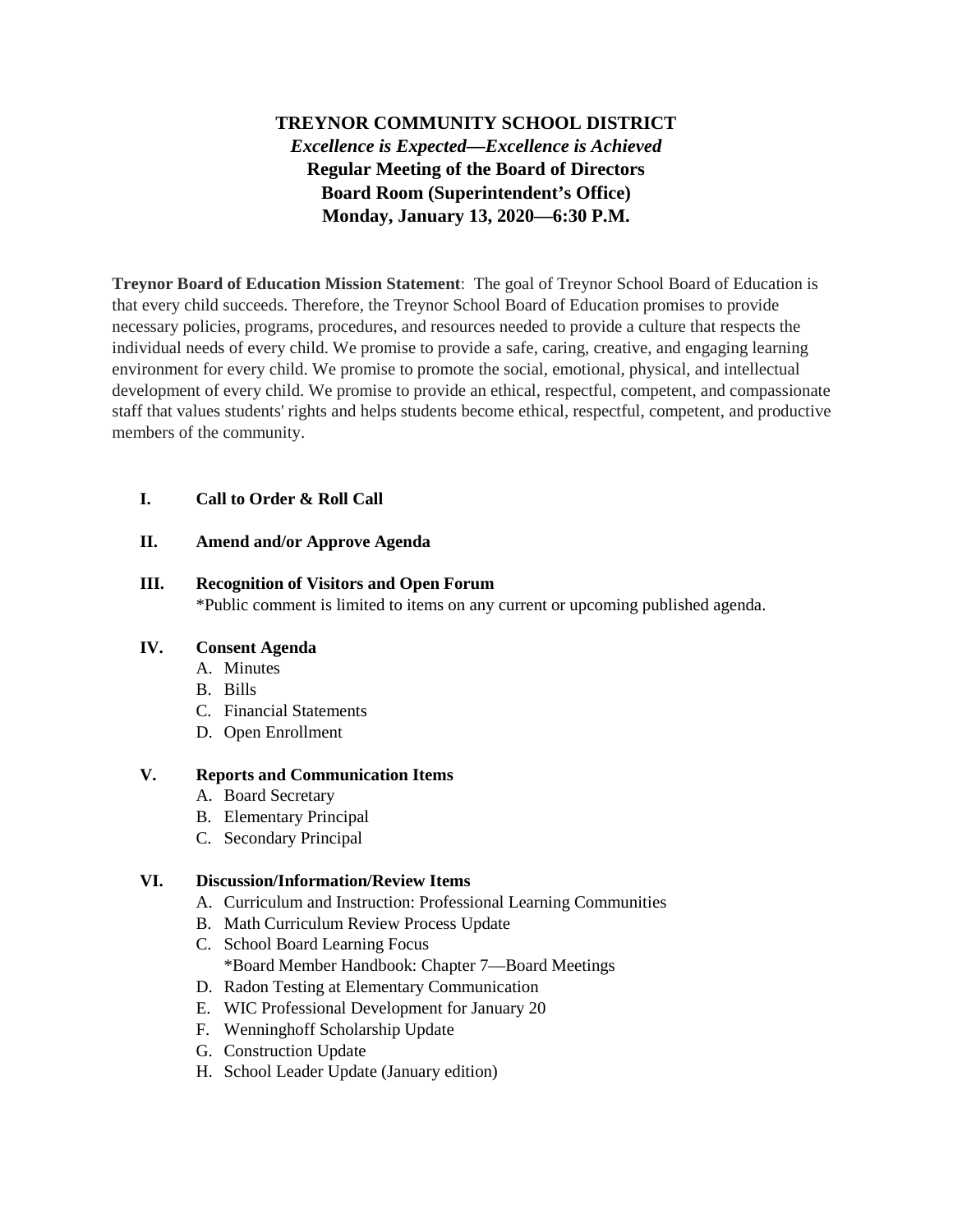# TREYNOR COMMUNITY SCHOOL DISTRICT

***Excellence is Expected—Excellence is Achieved***

**Regular Meeting of the Board of Directors**

**Board Room (Superintendent's Office)**

**Monday, January 13, 2020—6:30 P.M.**

**Treynor Board of Education Mission Statement**: The goal of Treynor School Board of Education is that every child succeeds. Therefore, the Treynor School Board of Education promises to provide necessary policies, programs, procedures, and resources needed to provide a culture that respects the individual needs of every child. We promise to provide a safe, caring, creative, and engaging learning environment for every child. We promise to promote the social, emotional, physical, and intellectual development of every child. We promise to provide an ethical, respectful, competent, and compassionate staff that values students' rights and helps students become ethical, respectful, competent, and productive members of the community.

**I. Call to Order & Roll Call**

**II. Amend and/or Approve Agenda**

**III. Recognition of Visitors and Open Forum**

*Public comment is limited to items on any current or upcoming published agenda.

**IV. Consent Agenda**

A. Minutes
B. Bills
C. Financial Statements
D. Open Enrollment

**V. Reports and Communication Items**

A. Board Secretary
B. Elementary Principal
C. Secondary Principal

**VI. Discussion/Information/Review Items**

A. Curriculum and Instruction: Professional Learning Communities
B. Math Curriculum Review Process Update
C. School Board Learning Focus
   *Board Member Handbook: Chapter 7—Board Meetings
D. Radon Testing at Elementary Communication
E. WIC Professional Development for January 20
F. Wenninghoff Scholarship Update
G. Construction Update
H. School Leader Update (January edition)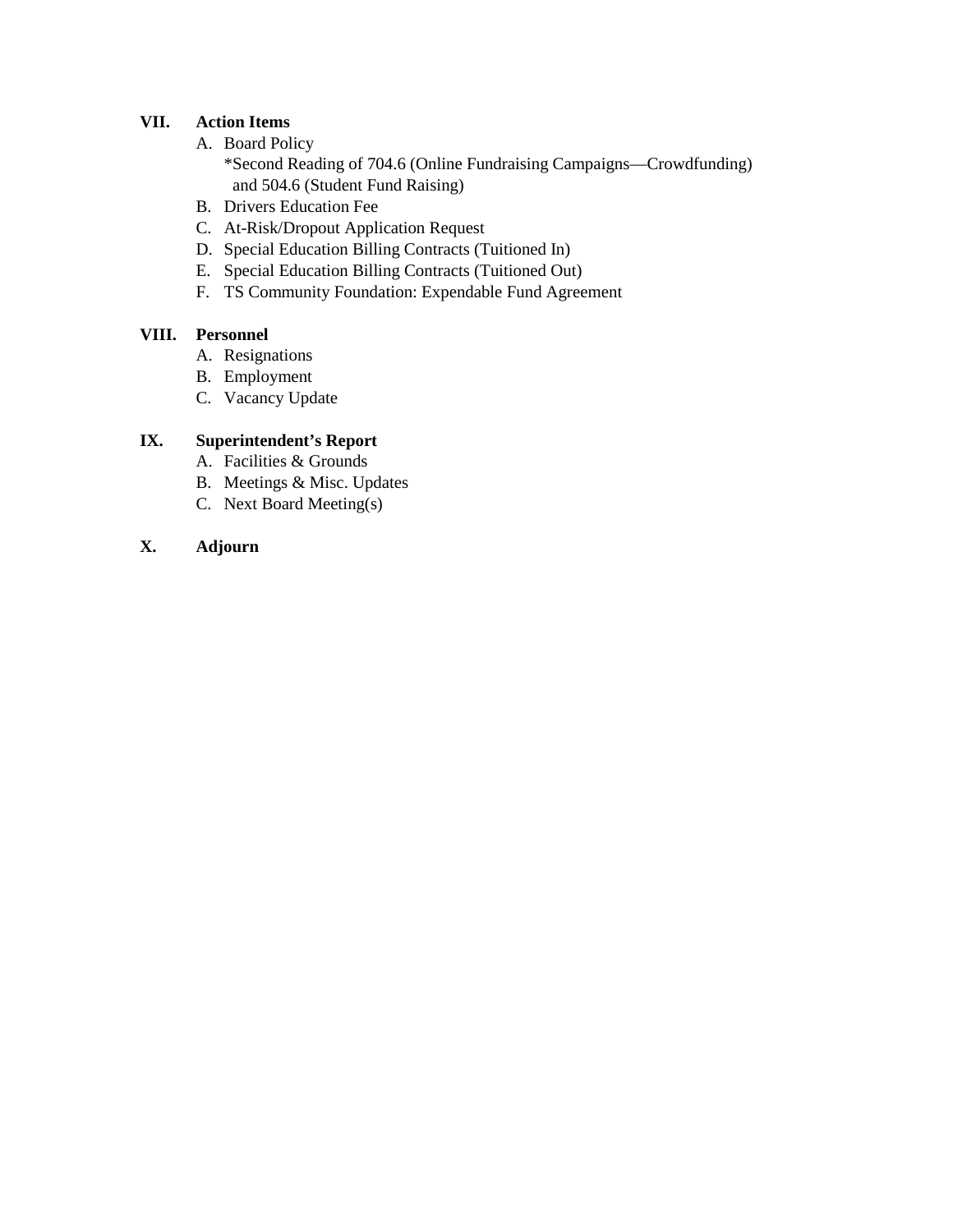**VII. Action Items**

A. Board Policy
   *Second Reading of 704.6 (Online Fundraising Campaigns—Crowdfunding) and 504.6 (Student Fund Raising)
B. Drivers Education Fee
C. At-Risk/Dropout Application Request
D. Special Education Billing Contracts (Tuitioned In)
E. Special Education Billing Contracts (Tuitioned Out)
F. TS Community Foundation: Expendable Fund Agreement

**VIII. Personnel**

A. Resignations
B. Employment
C. Vacancy Update

**IX. Superintendent's Report**

A. Facilities & Grounds
B. Meetings & Misc. Updates
C. Next Board Meeting(s)

**X. Adjourn**